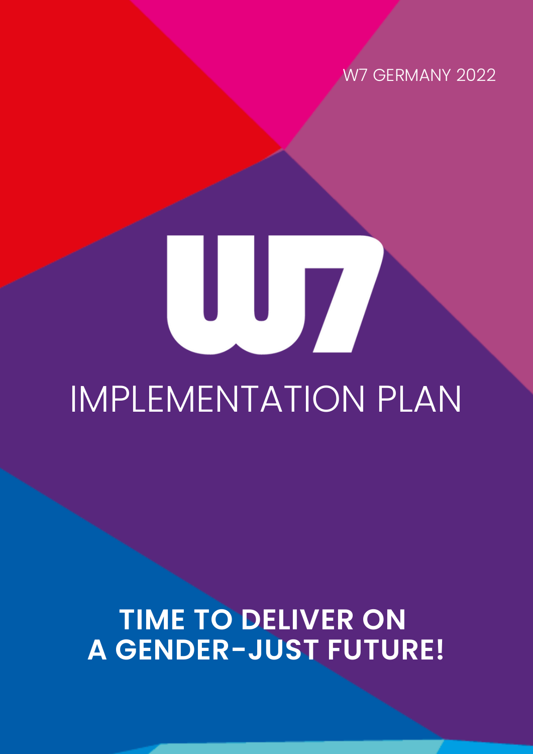W7 GERMANY 2022

# W7

# IMPLEMENTATION PLAN

## TIME TO DELIVER ON A GENDER-JUST FUTURE!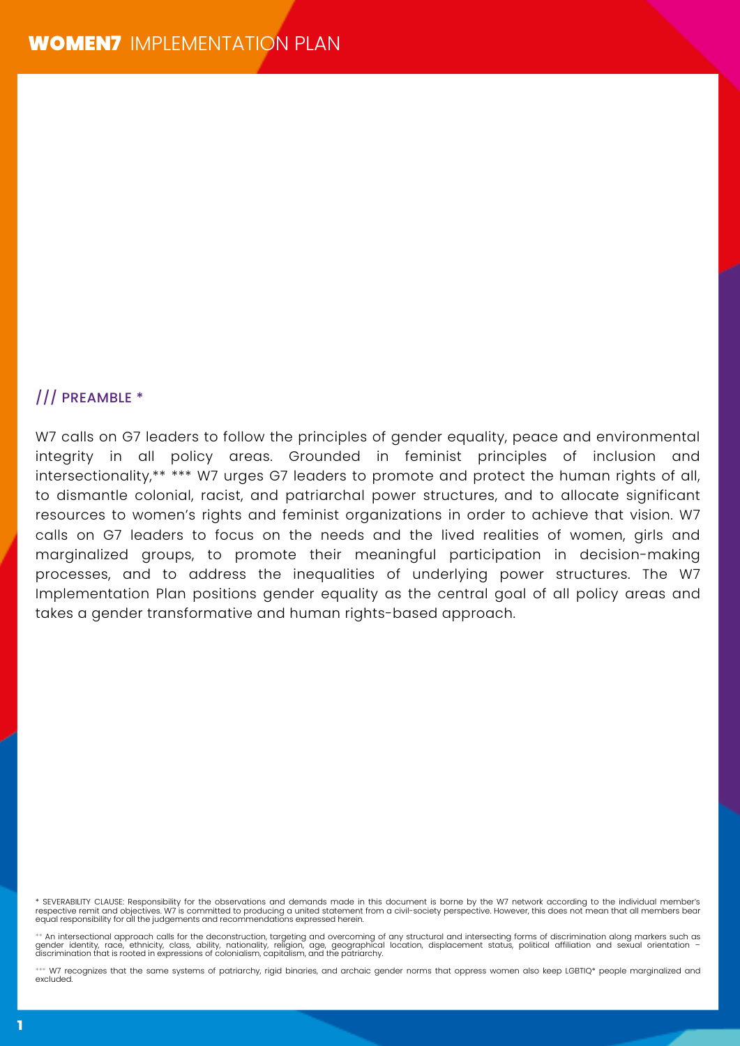## /// PREAMBLE *

W7 calls on G7 leaders to follow the principles of gender equality, peace and environmental integrity in all policy areas. Grounded in feminist principles of inclusion and intersectionality,** *** W7 urges G7 leaders to promote and protect the human rights of all, to dismantle colonial, racist, and patriarchal power structures, and to allocate significant resources to women's rights and feminist organizations in order to achieve that vision. W7 calls on G7 leaders to focus on the needs and the lived realities of women, girls and marginalized groups, to promote their meaningful participation in decision-making processes, and to address the inequalities of underlying power structures. The W7 Implementation Plan positions gender equality as the central goal of all policy areas and takes a gender transformative and human rights-based approach.

* SEVERABILITY CLAUSE: Responsibility for the observations and demands made in this document is borne by the W7 network according to the individual member's respective remit and objectives. W7 is committed to producing a united statement from a civil-society perspective. However, this does not mean that all members bear equal responsibility for all the judgements and recommendations expressed herein.

** An intersectional approach calls for the deconstruction, targeting and overcoming of any structural and intersecting forms of discrimination along markers such as gender identity, race, ethnicity, class, ability, nationality, religion, age, geographical location, displacement status, political affiliation and sexual orientation – discrimination that is rooted in expressions of colonialism, capitalism, and the patriarchy.

*** W7 recognizes that the same systems of patriarchy, rigid binaries, and archaic gender norms that oppress women also keep LGBTIQ* people marginalized and excluded.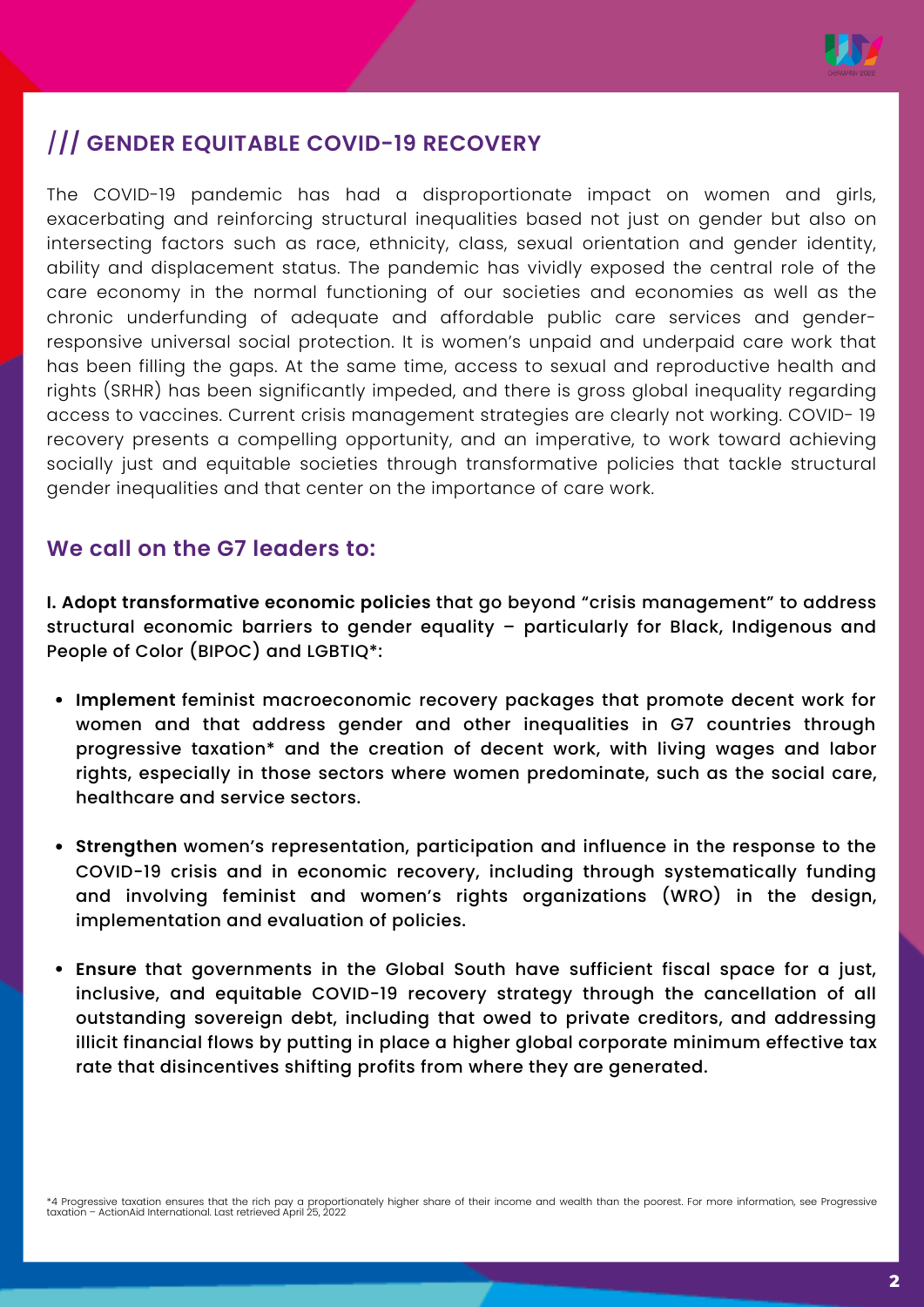## /// GENDER EQUITABLE COVID-19 RECOVERY

The COVID-19 pandemic has had a disproportionate impact on women and girls, exacerbating and reinforcing structural inequalities based not just on gender but also on intersecting factors such as race, ethnicity, class, sexual orientation and gender identity, ability and displacement status. The pandemic has vividly exposed the central role of the care economy in the normal functioning of our societies and economies as well as the chronic underfunding of adequate and affordable public care services and gender-responsive universal social protection. It is women's unpaid and underpaid care work that has been filling the gaps. At the same time, access to sexual and reproductive health and rights (SRHR) has been significantly impeded, and there is gross global inequality regarding access to vaccines. Current crisis management strategies are clearly not working. COVID- 19 recovery presents a compelling opportunity, and an imperative, to work toward achieving socially just and equitable societies through transformative policies that tackle structural gender inequalities and that center on the importance of care work.

### We call on the G7 leaders to:

**I. Adopt transformative economic policies that go beyond "crisis management" to address structural economic barriers to gender equality – particularly for Black, Indigenous and People of Color (BIPOC) and LGBTIQ*:**

- **Implement feminist macroeconomic recovery packages that promote decent work for women and that address gender and other inequalities in G7 countries through progressive taxation* and the creation of decent work, with living wages and labor rights, especially in those sectors where women predominate, such as the social care, healthcare and service sectors.**

- **Strengthen women's representation, participation and influence in the response to the COVID-19 crisis and in economic recovery, including through systematically funding and involving feminist and women's rights organizations (WRO) in the design, implementation and evaluation of policies.**

- **Ensure that governments in the Global South have sufficient fiscal space for a just, inclusive, and equitable COVID-19 recovery strategy through the cancellation of all outstanding sovereign debt, including that owed to private creditors, and addressing illicit financial flows by putting in place a higher global corporate minimum effective tax rate that disincentives shifting profits from where they are generated.**

*4 Progressive taxation ensures that the rich pay a proportionately higher share of their income and wealth than the poorest. For more information, see Progressive taxation – ActionAid International. Last retrieved April 25, 2022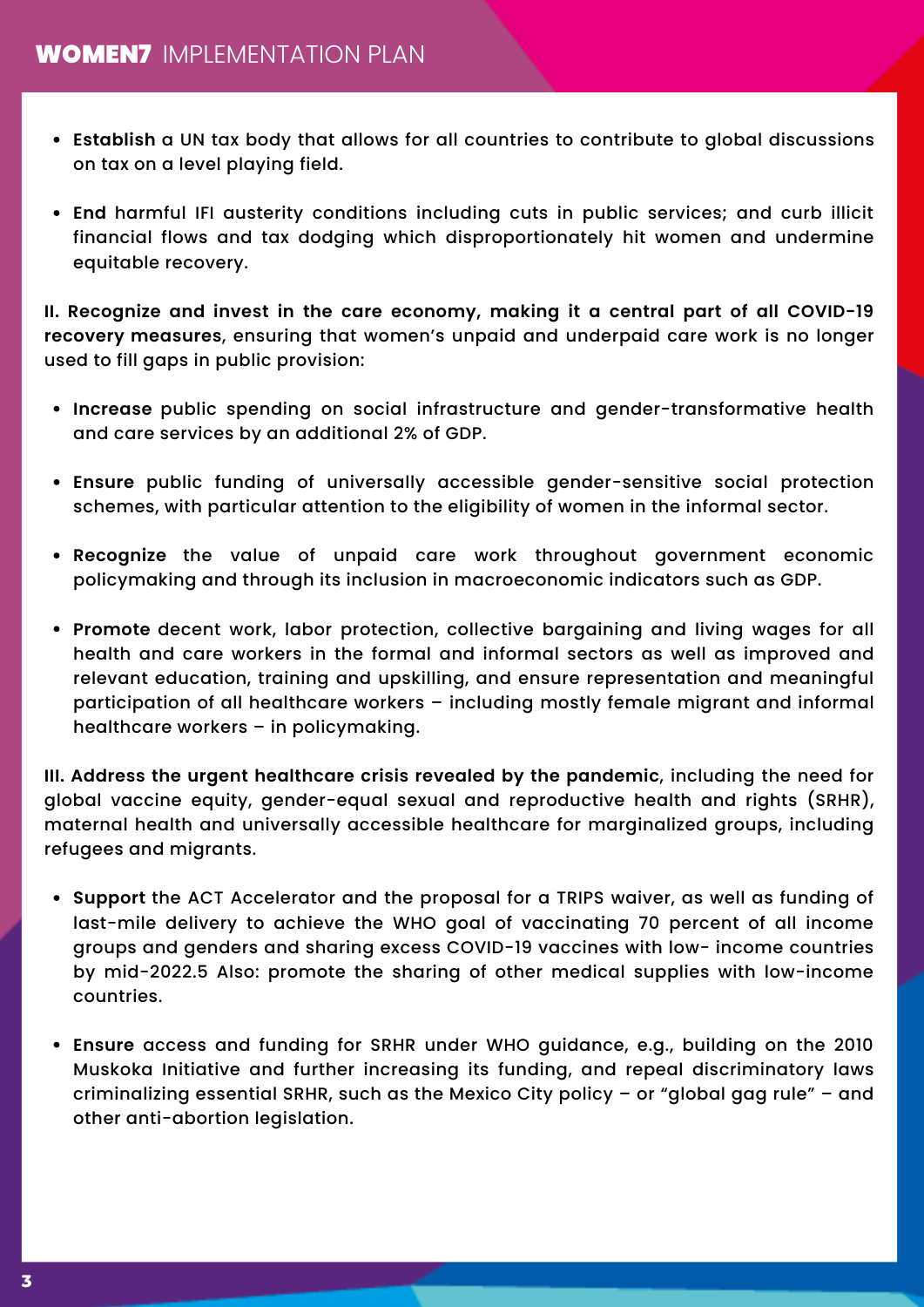- **Establish** a UN tax body that allows for all countries to contribute to global discussions on tax on a level playing field.

- **End** harmful IFI austerity conditions including cuts in public services; and curb illicit financial flows and tax dodging which disproportionately hit women and undermine equitable recovery.

**II. Recognize and invest in the care economy, making it a central part of all COVID-19 recovery measures**, ensuring that women's unpaid and underpaid care work is no longer used to fill gaps in public provision:

- **Increase** public spending on social infrastructure and gender-transformative health and care services by an additional 2% of GDP.

- **Ensure** public funding of universally accessible gender-sensitive social protection schemes, with particular attention to the eligibility of women in the informal sector.

- **Recognize** the value of unpaid care work throughout government economic policymaking and through its inclusion in macroeconomic indicators such as GDP.

- **Promote** decent work, labor protection, collective bargaining and living wages for all health and care workers in the formal and informal sectors as well as improved and relevant education, training and upskilling, and ensure representation and meaningful participation of all healthcare workers – including mostly female migrant and informal healthcare workers – in policymaking.

**III. Address the urgent healthcare crisis revealed by the pandemic**, including the need for global vaccine equity, gender-equal sexual and reproductive health and rights (SRHR), maternal health and universally accessible healthcare for marginalized groups, including refugees and migrants.

- **Support** the ACT Accelerator and the proposal for a TRIPS waiver, as well as funding of last-mile delivery to achieve the WHO goal of vaccinating 70 percent of all income groups and genders and sharing excess COVID-19 vaccines with low- income countries by mid-2022.[5] Also: promote the sharing of other medical supplies with low-income countries.

- **Ensure** access and funding for SRHR under WHO guidance, e.g., building on the 2010 Muskoka Initiative and further increasing its funding, and repeal discriminatory laws criminalizing essential SRHR, such as the Mexico City policy – or "global gag rule" – and other anti-abortion legislation.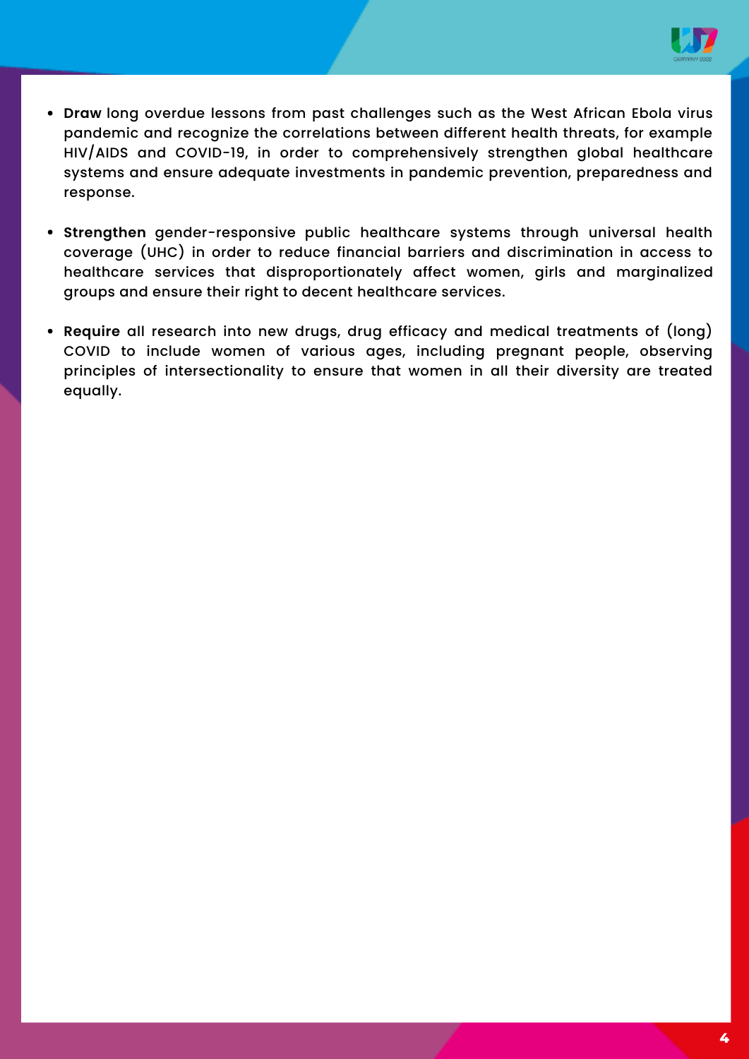- **Draw** long overdue lessons from past challenges such as the West African Ebola virus pandemic and recognize the correlations between different health threats, for example HIV/AIDS and COVID-19, in order to comprehensively strengthen global healthcare systems and ensure adequate investments in pandemic prevention, preparedness and response.

- **Strengthen** gender-responsive public healthcare systems through universal health coverage (UHC) in order to reduce financial barriers and discrimination in access to healthcare services that disproportionately affect women, girls and marginalized groups and ensure their right to decent healthcare services.

- **Require** all research into new drugs, drug efficacy and medical treatments of (long) COVID to include women of various ages, including pregnant people, observing principles of intersectionality to ensure that women in all their diversity are treated equally.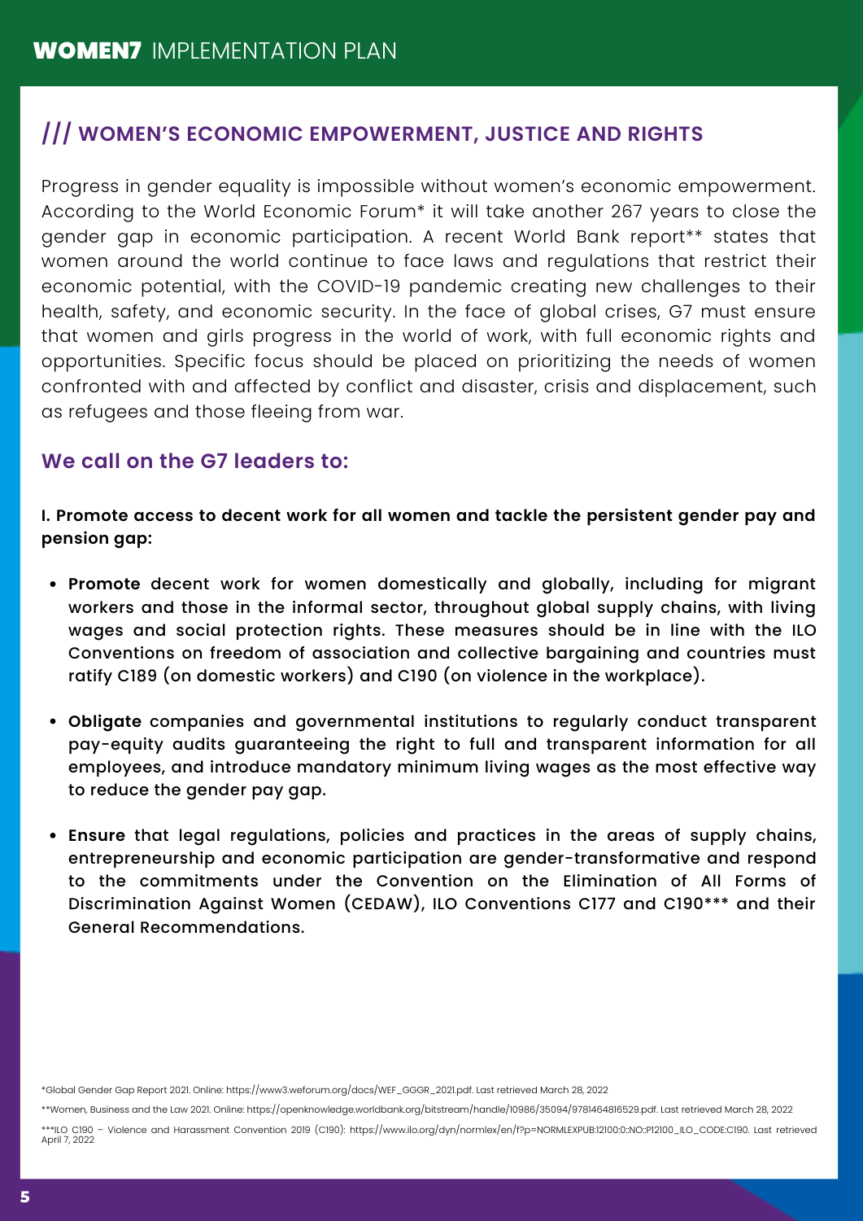## /// WOMEN'S ECONOMIC EMPOWERMENT, JUSTICE AND RIGHTS

Progress in gender equality is impossible without women's economic empowerment. According to the World Economic Forum* it will take another 267 years to close the gender gap in economic participation. A recent World Bank report** states that women around the world continue to face laws and regulations that restrict their economic potential, with the COVID-19 pandemic creating new challenges to their health, safety, and economic security. In the face of global crises, G7 must ensure that women and girls progress in the world of work, with full economic rights and opportunities. Specific focus should be placed on prioritizing the needs of women confronted with and affected by conflict and disaster, crisis and displacement, such as refugees and those fleeing from war.

### We call on the G7 leaders to:

**I. Promote access to decent work for all women and tackle the persistent gender pay and pension gap:**

- **Promote** decent work for women domestically and globally, including for migrant workers and those in the informal sector, throughout global supply chains, with living wages and social protection rights. These measures should be in line with the ILO Conventions on freedom of association and collective bargaining and countries must ratify C189 (on domestic workers) and C190 (on violence in the workplace).
- **Obligate** companies and governmental institutions to regularly conduct transparent pay-equity audits guaranteeing the right to full and transparent information for all employees, and introduce mandatory minimum living wages as the most effective way to reduce the gender pay gap.
- **Ensure** that legal regulations, policies and practices in the areas of supply chains, entrepreneurship and economic participation are gender-transformative and respond to the commitments under the Convention on the Elimination of All Forms of Discrimination Against Women (CEDAW), ILO Conventions C177 and C190*** and their General Recommendations.

*Global Gender Gap Report 2021. Online: https://www3.weforum.org/docs/WEF_GGGR_2021.pdf. Last retrieved March 28, 2022

**Women, Business and the Law 2021. Online: https://openknowledge.worldbank.org/bitstream/handle/10986/35094/9781464816529.pdf. Last retrieved March 28, 2022

***ILO C190 – Violence and Harassment Convention 2019 (C190): https://www.ilo.org/dyn/normlex/en/f?p=NORMLEXPUB:12100:0::NO::P12100_ILO_CODE:C190. Last retrieved April 7, 2022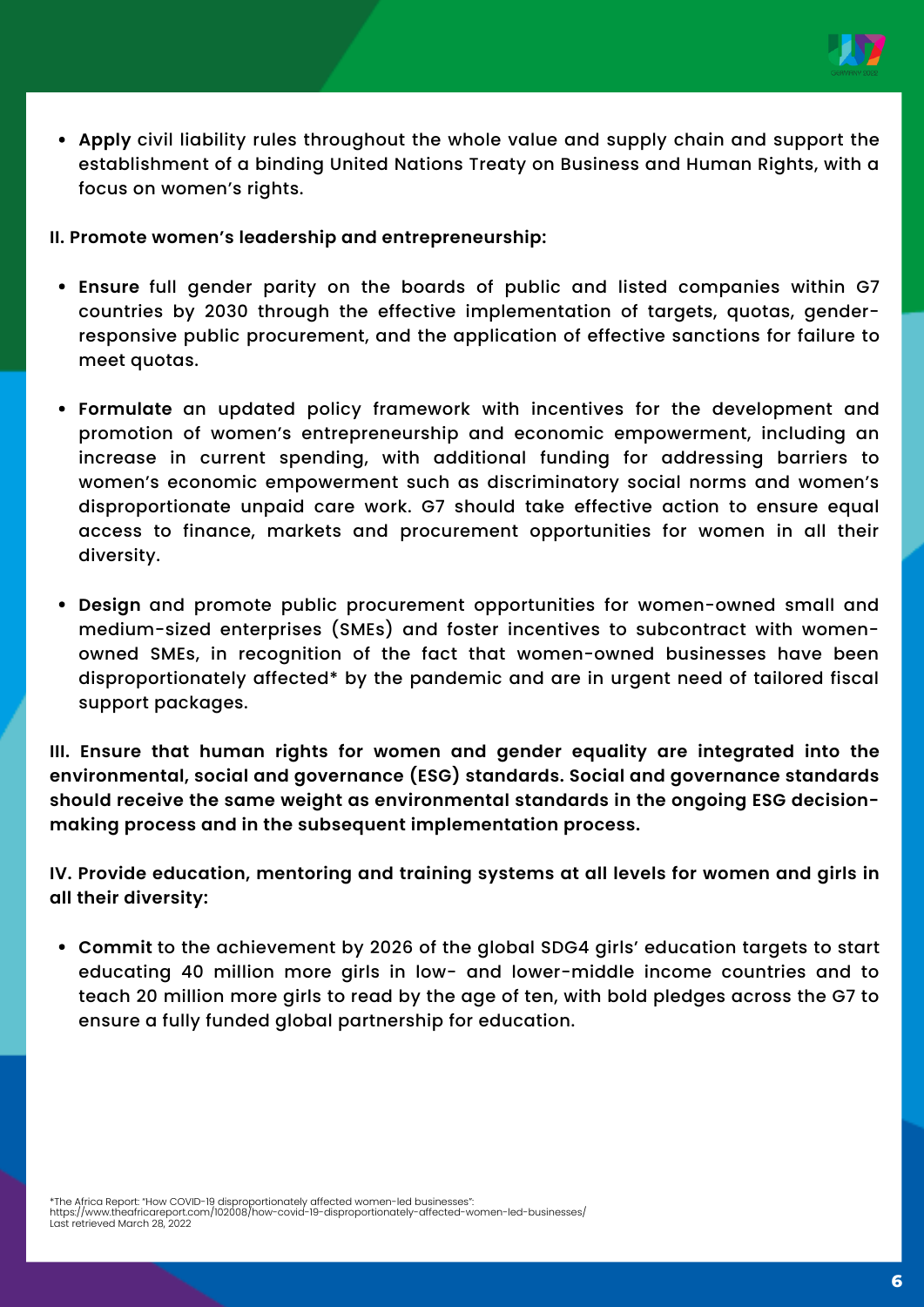- **Apply** civil liability rules throughout the whole value and supply chain and support the establishment of a binding United Nations Treaty on Business and Human Rights, with a focus on women's rights.

**II. Promote women's leadership and entrepreneurship:**

- **Ensure** full gender parity on the boards of public and listed companies within G7 countries by 2030 through the effective implementation of targets, quotas, gender-responsive public procurement, and the application of effective sanctions for failure to meet quotas.
- **Formulate** an updated policy framework with incentives for the development and promotion of women's entrepreneurship and economic empowerment, including an increase in current spending, with additional funding for addressing barriers to women's economic empowerment such as discriminatory social norms and women's disproportionate unpaid care work. G7 should take effective action to ensure equal access to finance, markets and procurement opportunities for women in all their diversity.
- **Design** and promote public procurement opportunities for women-owned small and medium-sized enterprises (SMEs) and foster incentives to subcontract with women-owned SMEs, in recognition of the fact that women-owned businesses have been disproportionately affected* by the pandemic and are in urgent need of tailored fiscal support packages.

**III. Ensure that human rights for women and gender equality are integrated into the environmental, social and governance (ESG) standards. Social and governance standards should receive the same weight as environmental standards in the ongoing ESG decision-making process and in the subsequent implementation process.**

**IV. Provide education, mentoring and training systems at all levels for women and girls in all their diversity:**

- **Commit** to the achievement by 2026 of the global SDG4 girls' education targets to start educating 40 million more girls in low- and lower-middle income countries and to teach 20 million more girls to read by the age of ten, with bold pledges across the G7 to ensure a fully funded global partnership for education.

*The Africa Report: "How COVID-19 disproportionately affected women-led businesses":
https://www.theafricareport.com/102008/how-covid-19-disproportionately-affected-women-led-businesses/
Last retrieved March 28, 2022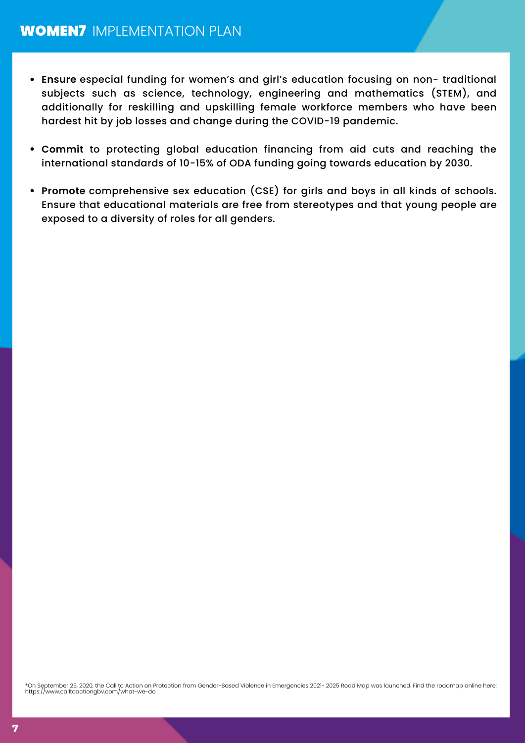- **Ensure** especial funding for women's and girl's education focusing on non- traditional subjects such as science, technology, engineering and mathematics (STEM), and additionally for reskilling and upskilling female workforce members who have been hardest hit by job losses and change during the COVID-19 pandemic.

- **Commit** to protecting global education financing from aid cuts and reaching the international standards of 10-15% of ODA funding going towards education by 2030.

- **Promote** comprehensive sex education (CSE) for girls and boys in all kinds of schools. Ensure that educational materials are free from stereotypes and that young people are exposed to a diversity of roles for all genders.

*On September 25, 2020, the Call to Action on Protection from Gender-Based Violence in Emergencies 2021- 2025 Road Map was launched. Find the roadmap online here: https://www.calltoactiongbv.com/what-we-do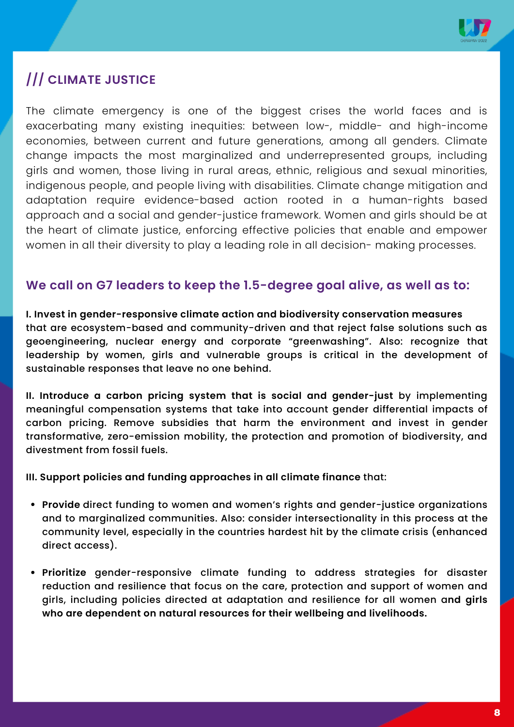## /// CLIMATE JUSTICE

The climate emergency is one of the biggest crises the world faces and is exacerbating many existing inequities: between low-, middle- and high-income economies, between current and future generations, among all genders. Climate change impacts the most marginalized and underrepresented groups, including girls and women, those living in rural areas, ethnic, religious and sexual minorities, indigenous people, and people living with disabilities. Climate change mitigation and adaptation require evidence-based action rooted in a human-rights based approach and a social and gender-justice framework. Women and girls should be at the heart of climate justice, enforcing effective policies that enable and empower women in all their diversity to play a leading role in all decision- making processes.

### We call on G7 leaders to keep the 1.5-degree goal alive, as well as to:

**I. Invest in gender-responsive climate action and biodiversity conservation measures that are ecosystem-based and community-driven and that reject false solutions such as geoengineering, nuclear energy and corporate "greenwashing". Also: recognize that leadership by women, girls and vulnerable groups is critical in the development of sustainable responses that leave no one behind.**

**II. Introduce a carbon pricing system that is social and gender-just** by implementing meaningful compensation systems that take into account gender differential impacts of carbon pricing. Remove subsidies that harm the environment and invest in gender transformative, zero-emission mobility, the protection and promotion of biodiversity, and divestment from fossil fuels.

**III. Support policies and funding approaches in all climate finance** that:

- **Provide** direct funding to women and women's rights and gender-justice organizations and to marginalized communities. Also: consider intersectionality in this process at the community level, especially in the countries hardest hit by the climate crisis (enhanced direct access).
- **Prioritize** gender-responsive climate funding to address strategies for disaster reduction and resilience that focus on the care, protection and support of women and girls, including policies directed at adaptation and resilience for all women a**nd girls who are dependent on natural resources for their wellbeing and livelihoods.**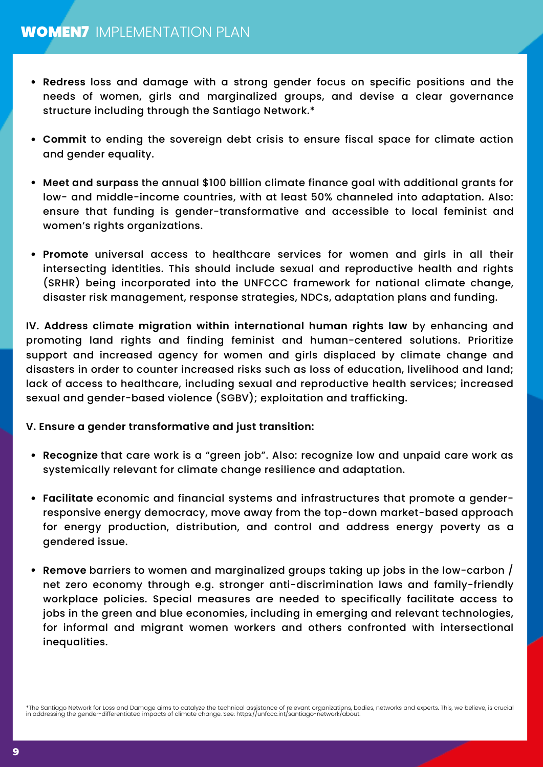- **Redress** loss and damage with a strong gender focus on specific positions and the needs of women, girls and marginalized groups, and devise a clear governance structure including through the Santiago Network.*

- **Commit** to ending the sovereign debt crisis to ensure fiscal space for climate action and gender equality.

- **Meet and surpass** the annual $100 billion climate finance goal with additional grants for low- and middle-income countries, with at least 50% channeled into adaptation. Also: ensure that funding is gender-transformative and accessible to local feminist and women's rights organizations.

- **Promote** universal access to healthcare services for women and girls in all their intersecting identities. This should include sexual and reproductive health and rights (SRHR) being incorporated into the UNFCCC framework for national climate change, disaster risk management, response strategies, NDCs, adaptation plans and funding.

**IV. Address climate migration within international human rights law** by enhancing and promoting land rights and finding feminist and human-centered solutions. Prioritize support and increased agency for women and girls displaced by climate change and disasters in order to counter increased risks such as loss of education, livelihood and land; lack of access to healthcare, including sexual and reproductive health services; increased sexual and gender-based violence (SGBV); exploitation and trafficking.

**V. Ensure a gender transformative and just transition:**

- **Recognize** that care work is a "green job". Also: recognize low and unpaid care work as systemically relevant for climate change resilience and adaptation.

- **Facilitate** economic and financial systems and infrastructures that promote a gender-responsive energy democracy, move away from the top-down market-based approach for energy production, distribution, and control and address energy poverty as a gendered issue.

- **Remove** barriers to women and marginalized groups taking up jobs in the low-carbon / net zero economy through e.g. stronger anti-discrimination laws and family-friendly workplace policies. Special measures are needed to specifically facilitate access to jobs in the green and blue economies, including in emerging and relevant technologies, for informal and migrant women workers and others confronted with intersectional inequalities.

*The Santiago Network for Loss and Damage aims to catalyze the technical assistance of relevant organizations, bodies, networks and experts. This, we believe, is crucial in addressing the gender-differentiated impacts of climate change. See: https://unfccc.int/santiago-network/about.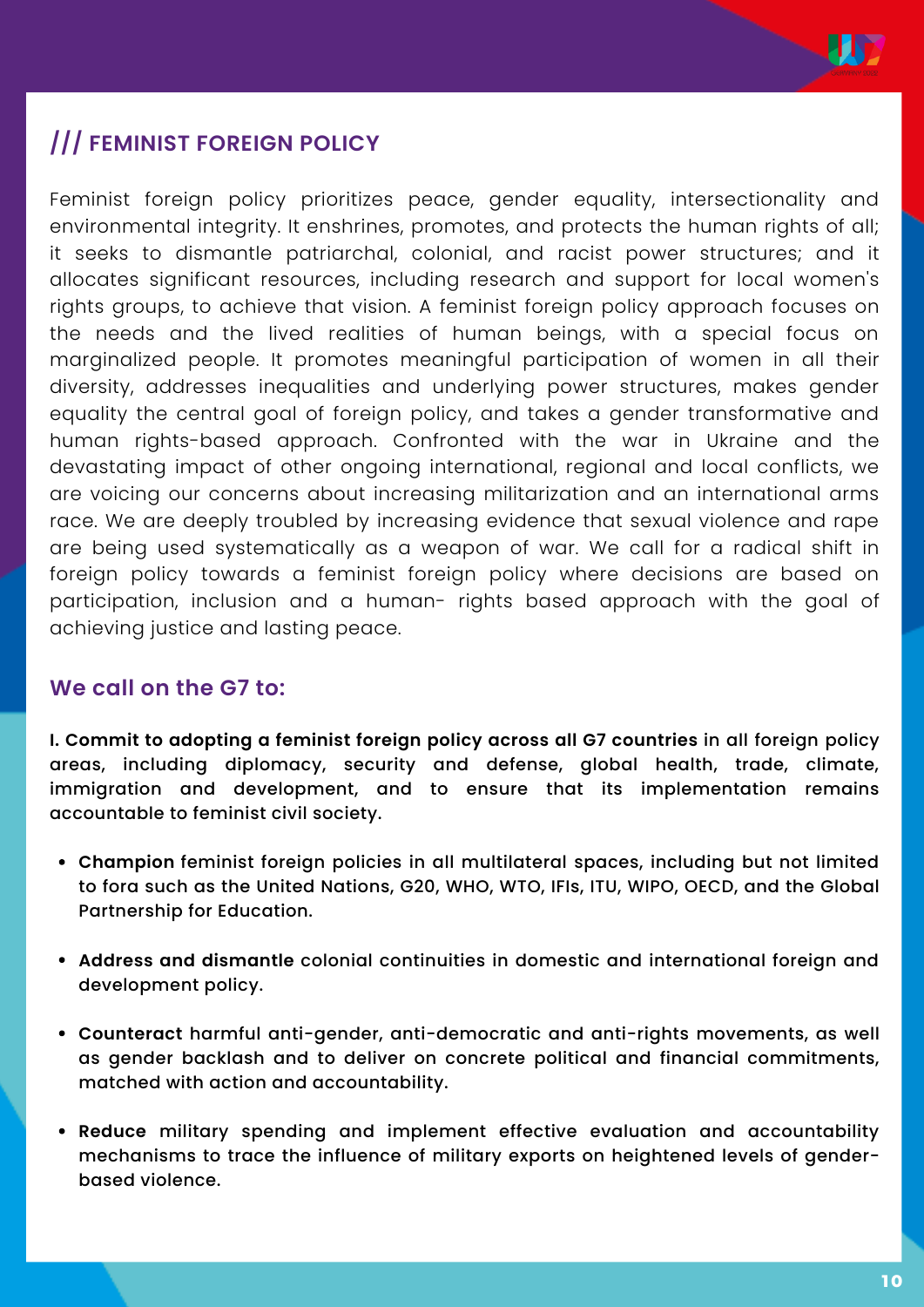## /// FEMINIST FOREIGN POLICY

Feminist foreign policy prioritizes peace, gender equality, intersectionality and environmental integrity. It enshrines, promotes, and protects the human rights of all; it seeks to dismantle patriarchal, colonial, and racist power structures; and it allocates significant resources, including research and support for local women's rights groups, to achieve that vision. A feminist foreign policy approach focuses on the needs and the lived realities of human beings, with a special focus on marginalized people. It promotes meaningful participation of women in all their diversity, addresses inequalities and underlying power structures, makes gender equality the central goal of foreign policy, and takes a gender transformative and human rights-based approach. Confronted with the war in Ukraine and the devastating impact of other ongoing international, regional and local conflicts, we are voicing our concerns about increasing militarization and an international arms race. We are deeply troubled by increasing evidence that sexual violence and rape are being used systematically as a weapon of war. We call for a radical shift in foreign policy towards a feminist foreign policy where decisions are based on participation, inclusion and a human- rights based approach with the goal of achieving justice and lasting peace.

### We call on the G7 to:

**I. Commit to adopting a feminist foreign policy across all G7 countries** in all foreign policy areas, including diplomacy, security and defense, global health, trade, climate, immigration and development, and to ensure that its implementation remains accountable to feminist civil society.

- **Champion** feminist foreign policies in all multilateral spaces, including but not limited to fora such as the United Nations, G20, WHO, WTO, IFIs, ITU, WIPO, OECD, and the Global Partnership for Education.
- **Address and dismantle** colonial continuities in domestic and international foreign and development policy.
- **Counteract** harmful anti-gender, anti-democratic and anti-rights movements, as well as gender backlash and to deliver on concrete political and financial commitments, matched with action and accountability.
- **Reduce** military spending and implement effective evaluation and accountability mechanisms to trace the influence of military exports on heightened levels of gender-based violence.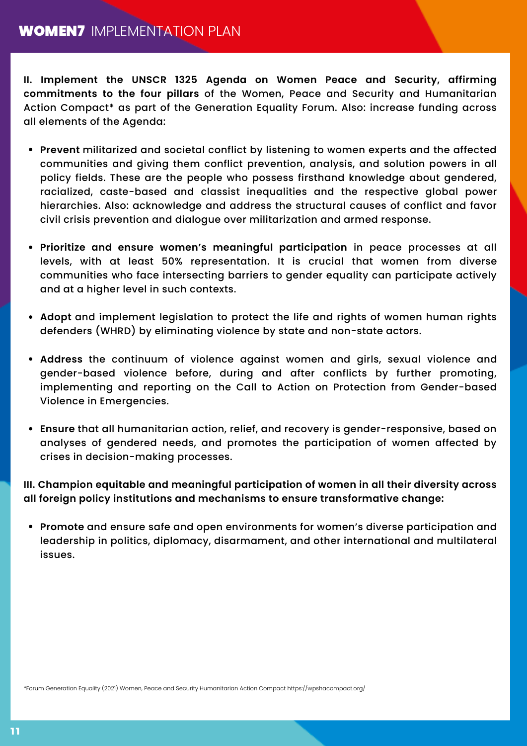**II. Implement the UNSCR 1325 Agenda on Women Peace and Security, affirming commitments to the four pillars** of the Women, Peace and Security and Humanitarian Action Compact* as part of the Generation Equality Forum. Also: increase funding across all elements of the Agenda:

- **Prevent** militarized and societal conflict by listening to women experts and the affected communities and giving them conflict prevention, analysis, and solution powers in all policy fields. These are the people who possess firsthand knowledge about gendered, racialized, caste-based and classist inequalities and the respective global power hierarchies. Also: acknowledge and address the structural causes of conflict and favor civil crisis prevention and dialogue over militarization and armed response.

- **Prioritize and ensure women's meaningful participation** in peace processes at all levels, with at least 50% representation. It is crucial that women from diverse communities who face intersecting barriers to gender equality can participate actively and at a higher level in such contexts.

- **Adopt** and implement legislation to protect the life and rights of women human rights defenders (WHRD) by eliminating violence by state and non-state actors.

- **Address** the continuum of violence against women and girls, sexual violence and gender-based violence before, during and after conflicts by further promoting, implementing and reporting on the Call to Action on Protection from Gender-based Violence in Emergencies.

- **Ensure** that all humanitarian action, relief, and recovery is gender-responsive, based on analyses of gendered needs, and promotes the participation of women affected by crises in decision-making processes.

**III. Champion equitable and meaningful participation of women in all their diversity across all foreign policy institutions and mechanisms to ensure transformative change:**

- **Promote** and ensure safe and open environments for women's diverse participation and leadership in politics, diplomacy, disarmament, and other international and multilateral issues.

*Forum Generation Equality (2021) Women, Peace and Security Humanitarian Action Compact https://wpshacompact.org/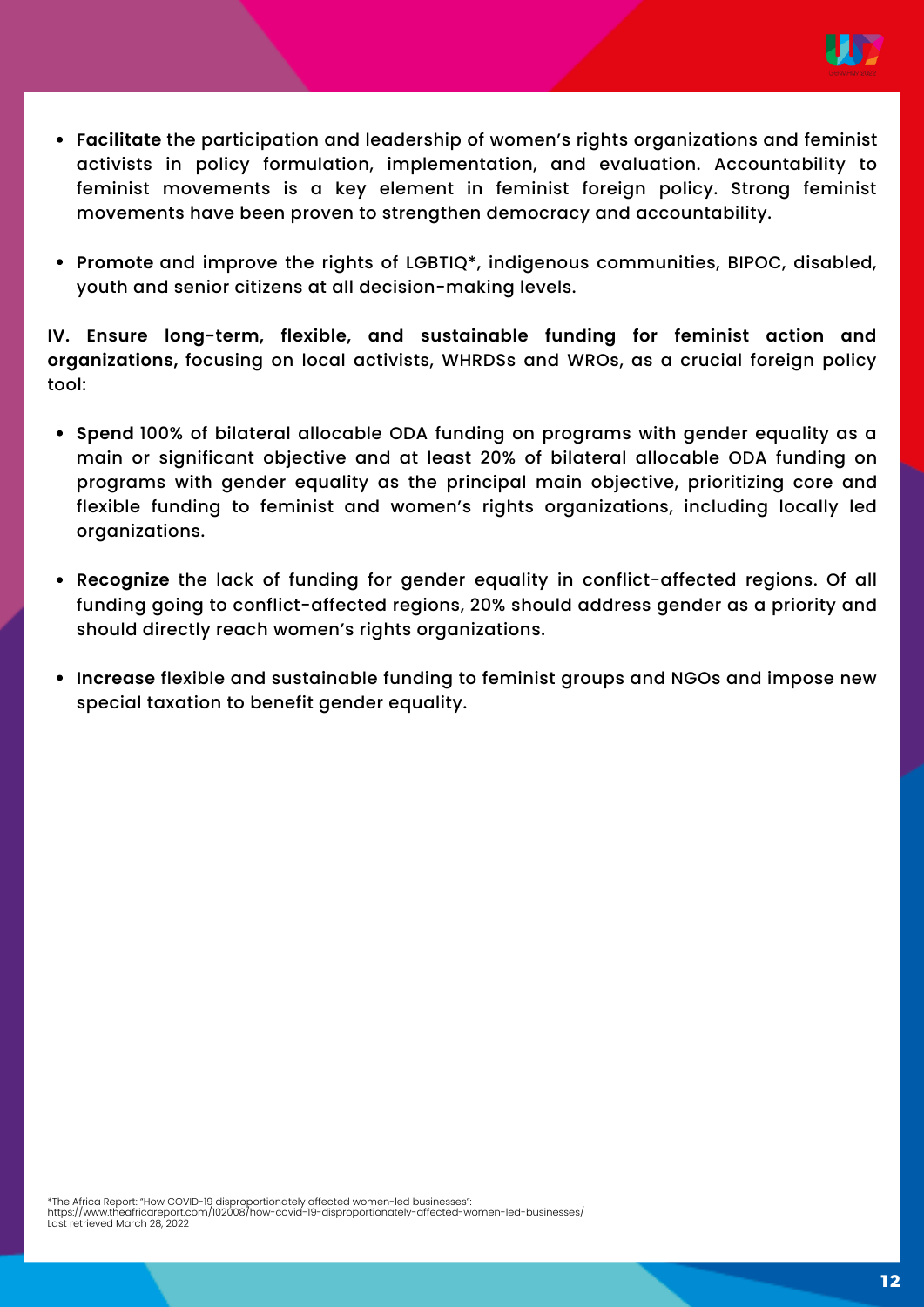- **Facilitate** the participation and leadership of women's rights organizations and feminist activists in policy formulation, implementation, and evaluation. Accountability to feminist movements is a key element in feminist foreign policy. Strong feminist movements have been proven to strengthen democracy and accountability.

- **Promote** and improve the rights of LGBTIQ*, indigenous communities, BIPOC, disabled, youth and senior citizens at all decision-making levels.

**IV. Ensure long-term, flexible, and sustainable funding for feminist action and organizations,** focusing on local activists, WHRDSs and WROs, as a crucial foreign policy tool:

- **Spend** 100% of bilateral allocable ODA funding on programs with gender equality as a main or significant objective and at least 20% of bilateral allocable ODA funding on programs with gender equality as the principal main objective, prioritizing core and flexible funding to feminist and women's rights organizations, including locally led organizations.

- **Recognize** the lack of funding for gender equality in conflict-affected regions. Of all funding going to conflict-affected regions, 20% should address gender as a priority and should directly reach women's rights organizations.

- **Increase** flexible and sustainable funding to feminist groups and NGOs and impose new special taxation to benefit gender equality.

*The Africa Report: "How COVID-19 disproportionately affected women-led businesses":
https://www.theafricareport.com/102008/how-covid-19-disproportionately-affected-women-led-businesses/
Last retrieved March 28, 2022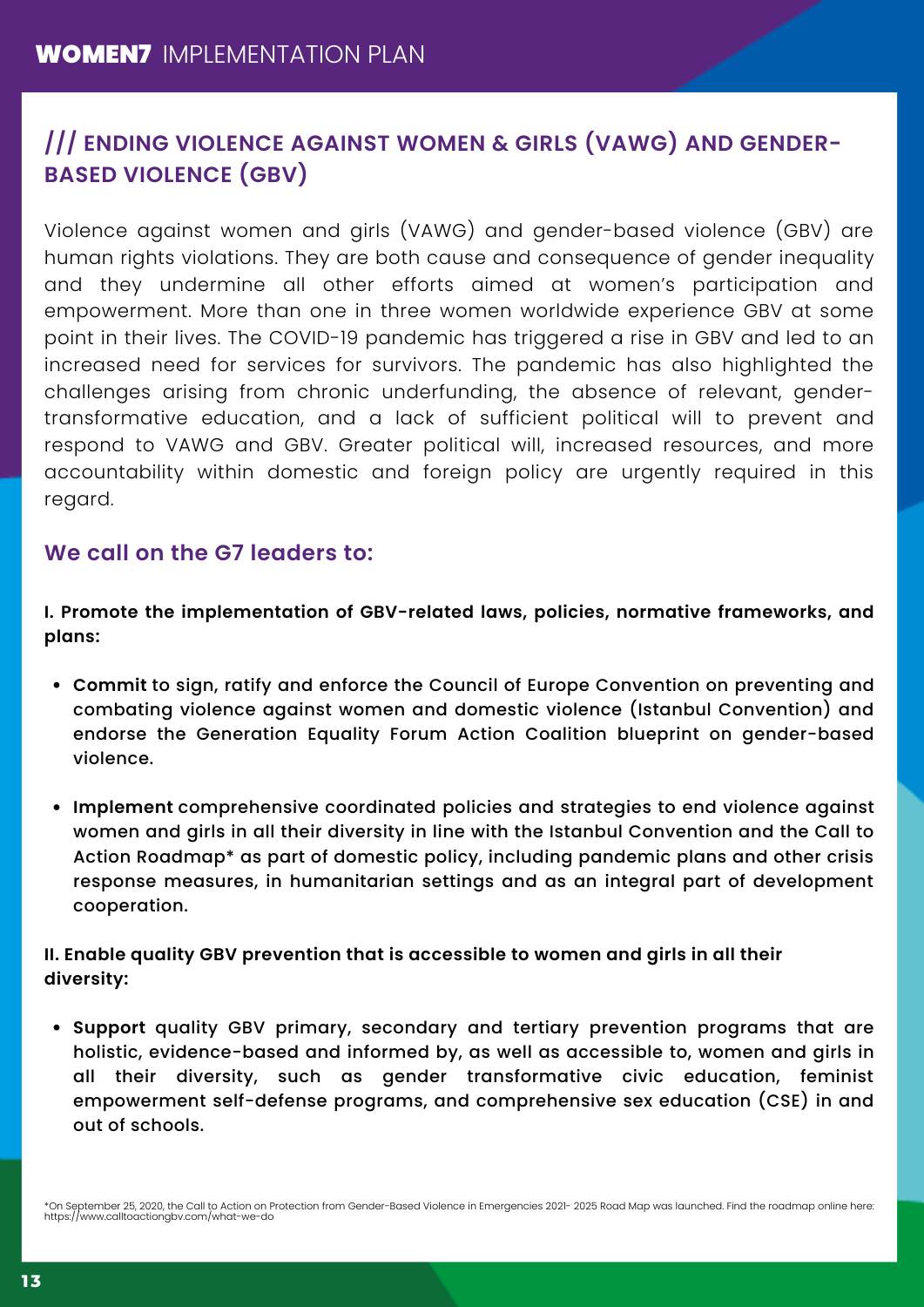## /// ENDING VIOLENCE AGAINST WOMEN & GIRLS (VAWG) AND GENDER-BASED VIOLENCE (GBV)

Violence against women and girls (VAWG) and gender-based violence (GBV) are human rights violations. They are both cause and consequence of gender inequality and they undermine all other efforts aimed at women's participation and empowerment. More than one in three women worldwide experience GBV at some point in their lives. The COVID-19 pandemic has triggered a rise in GBV and led to an increased need for services for survivors. The pandemic has also highlighted the challenges arising from chronic underfunding, the absence of relevant, gender-transformative education, and a lack of sufficient political will to prevent and respond to VAWG and GBV. Greater political will, increased resources, and more accountability within domestic and foreign policy are urgently required in this regard.

### We call on the G7 leaders to:

**I. Promote the implementation of GBV-related laws, policies, normative frameworks, and plans:**

- **Commit** to sign, ratify and enforce the Council of Europe Convention on preventing and combating violence against women and domestic violence (Istanbul Convention) and endorse the Generation Equality Forum Action Coalition blueprint on gender-based violence.
- **Implement** comprehensive coordinated policies and strategies to end violence against women and girls in all their diversity in line with the Istanbul Convention and the Call to Action Roadmap* as part of domestic policy, including pandemic plans and other crisis response measures, in humanitarian settings and as an integral part of development cooperation.

**II. Enable quality GBV prevention that is accessible to women and girls in all their diversity:**

- **Support** quality GBV primary, secondary and tertiary prevention programs that are holistic, evidence-based and informed by, as well as accessible to, women and girls in all their diversity, such as gender transformative civic education, feminist empowerment self-defense programs, and comprehensive sex education (CSE) in and out of schools.

*On September 25, 2020, the Call to Action on Protection from Gender-Based Violence in Emergencies 2021- 2025 Road Map was launched. Find the roadmap online here: https://www.calltoactiongbv.com/what-we-do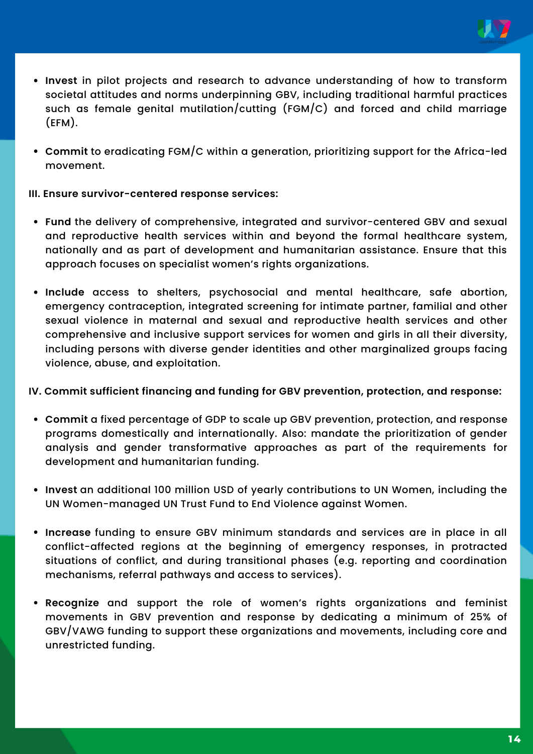- **Invest** in pilot projects and research to advance understanding of how to transform societal attitudes and norms underpinning GBV, including traditional harmful practices such as female genital mutilation/cutting (FGM/C) and forced and child marriage (EFM).

- **Commit** to eradicating FGM/C within a generation, prioritizing support for the Africa-led movement.

**III. Ensure survivor-centered response services:**

- **Fund** the delivery of comprehensive, integrated and survivor-centered GBV and sexual and reproductive health services within and beyond the formal healthcare system, nationally and as part of development and humanitarian assistance. Ensure that this approach focuses on specialist women's rights organizations.

- **Include** access to shelters, psychosocial and mental healthcare, safe abortion, emergency contraception, integrated screening for intimate partner, familial and other sexual violence in maternal and sexual and reproductive health services and other comprehensive and inclusive support services for women and girls in all their diversity, including persons with diverse gender identities and other marginalized groups facing violence, abuse, and exploitation.

**IV. Commit sufficient financing and funding for GBV prevention, protection, and response:**

- **Commit** a fixed percentage of GDP to scale up GBV prevention, protection, and response programs domestically and internationally. Also: mandate the prioritization of gender analysis and gender transformative approaches as part of the requirements for development and humanitarian funding.

- **Invest** an additional 100 million USD of yearly contributions to UN Women, including the UN Women-managed UN Trust Fund to End Violence against Women.

- **Increase** funding to ensure GBV minimum standards and services are in place in all conflict-affected regions at the beginning of emergency responses, in protracted situations of conflict, and during transitional phases (e.g. reporting and coordination mechanisms, referral pathways and access to services).

- **Recognize** and support the role of women's rights organizations and feminist movements in GBV prevention and response by dedicating a minimum of 25% of GBV/VAWG funding to support these organizations and movements, including core and unrestricted funding.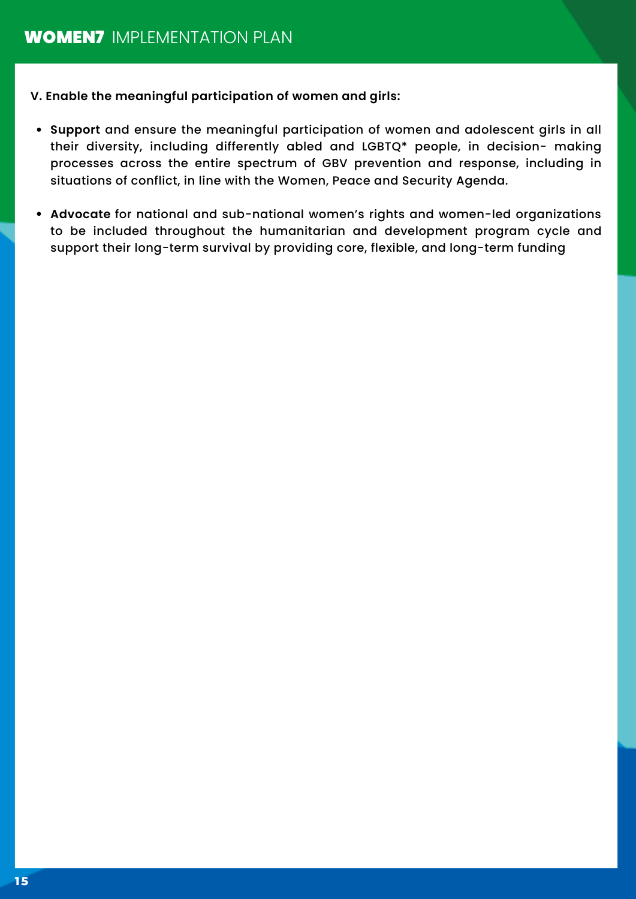**V. Enable the meaningful participation of women and girls:**

- **Support** and ensure the meaningful participation of women and adolescent girls in all their diversity, including differently abled and LGBTQ* people, in decision- making processes across the entire spectrum of GBV prevention and response, including in situations of conflict, in line with the Women, Peace and Security Agenda.
- **Advocate** for national and sub-national women's rights and women-led organizations to be included throughout the humanitarian and development program cycle and support their long-term survival by providing core, flexible, and long-term funding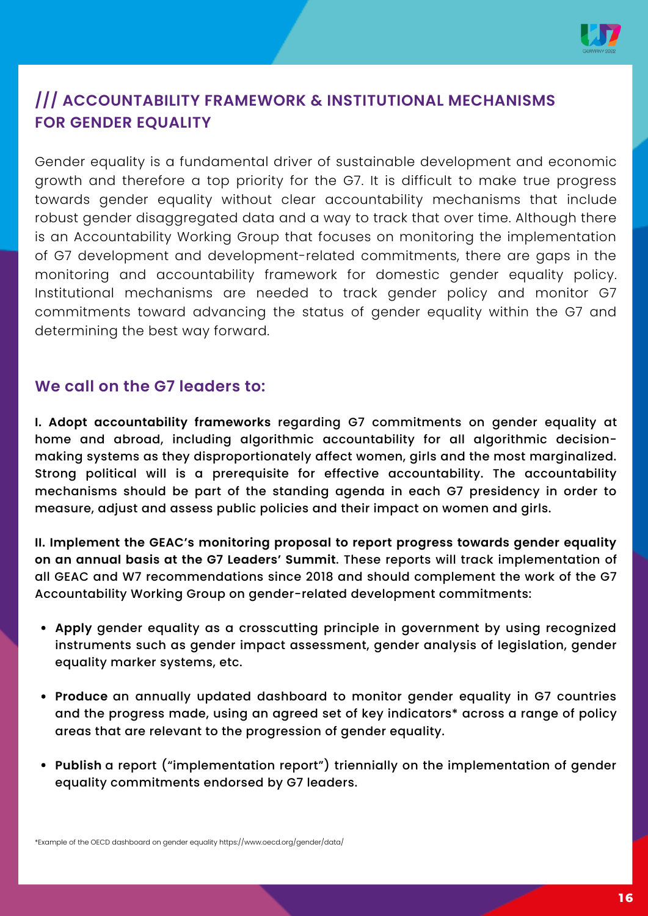## /// ACCOUNTABILITY FRAMEWORK & INSTITUTIONAL MECHANISMS FOR GENDER EQUALITY

Gender equality is a fundamental driver of sustainable development and economic growth and therefore a top priority for the G7. It is difficult to make true progress towards gender equality without clear accountability mechanisms that include robust gender disaggregated data and a way to track that over time. Although there is an Accountability Working Group that focuses on monitoring the implementation of G7 development and development-related commitments, there are gaps in the monitoring and accountability framework for domestic gender equality policy. Institutional mechanisms are needed to track gender policy and monitor G7 commitments toward advancing the status of gender equality within the G7 and determining the best way forward.

### We call on the G7 leaders to:

**I. Adopt accountability frameworks** regarding G7 commitments on gender equality at home and abroad, including algorithmic accountability for all algorithmic decision-making systems as they disproportionately affect women, girls and the most marginalized. Strong political will is a prerequisite for effective accountability. The accountability mechanisms should be part of the standing agenda in each G7 presidency in order to measure, adjust and assess public policies and their impact on women and girls.

**II. Implement the GEAC's monitoring proposal to report progress towards gender equality on an annual basis at the G7 Leaders' Summit**. These reports will track implementation of all GEAC and W7 recommendations since 2018 and should complement the work of the G7 Accountability Working Group on gender-related development commitments:

- **Apply** gender equality as a crosscutting principle in government by using recognized instruments such as gender impact assessment, gender analysis of legislation, gender equality marker systems, etc.
- **Produce** an annually updated dashboard to monitor gender equality in G7 countries and the progress made, using an agreed set of key indicators* across a range of policy areas that are relevant to the progression of gender equality.
- **Publish** a report ("implementation report") triennially on the implementation of gender equality commitments endorsed by G7 leaders.

*Example of the OECD dashboard on gender equality https://www.oecd.org/gender/data/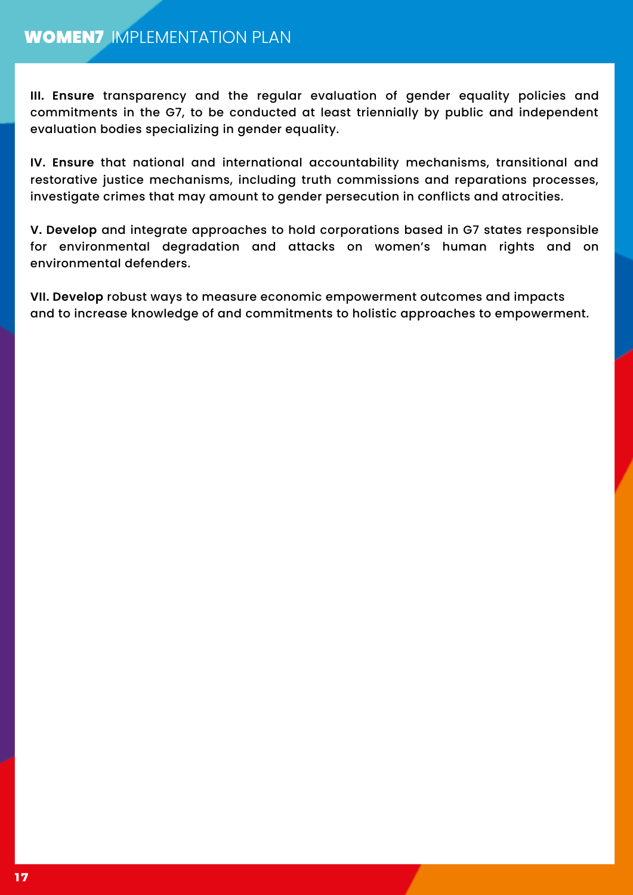**III. Ensure** transparency and the regular evaluation of gender equality policies and commitments in the G7, to be conducted at least triennially by public and independent evaluation bodies specializing in gender equality.

**IV. Ensure** that national and international accountability mechanisms, transitional and restorative justice mechanisms, including truth commissions and reparations processes, investigate crimes that may amount to gender persecution in conflicts and atrocities.

**V. Develop** and integrate approaches to hold corporations based in G7 states responsible for environmental degradation and attacks on women's human rights and on environmental defenders.

**VII. Develop** robust ways to measure economic empowerment outcomes and impacts and to increase knowledge of and commitments to holistic approaches to empowerment.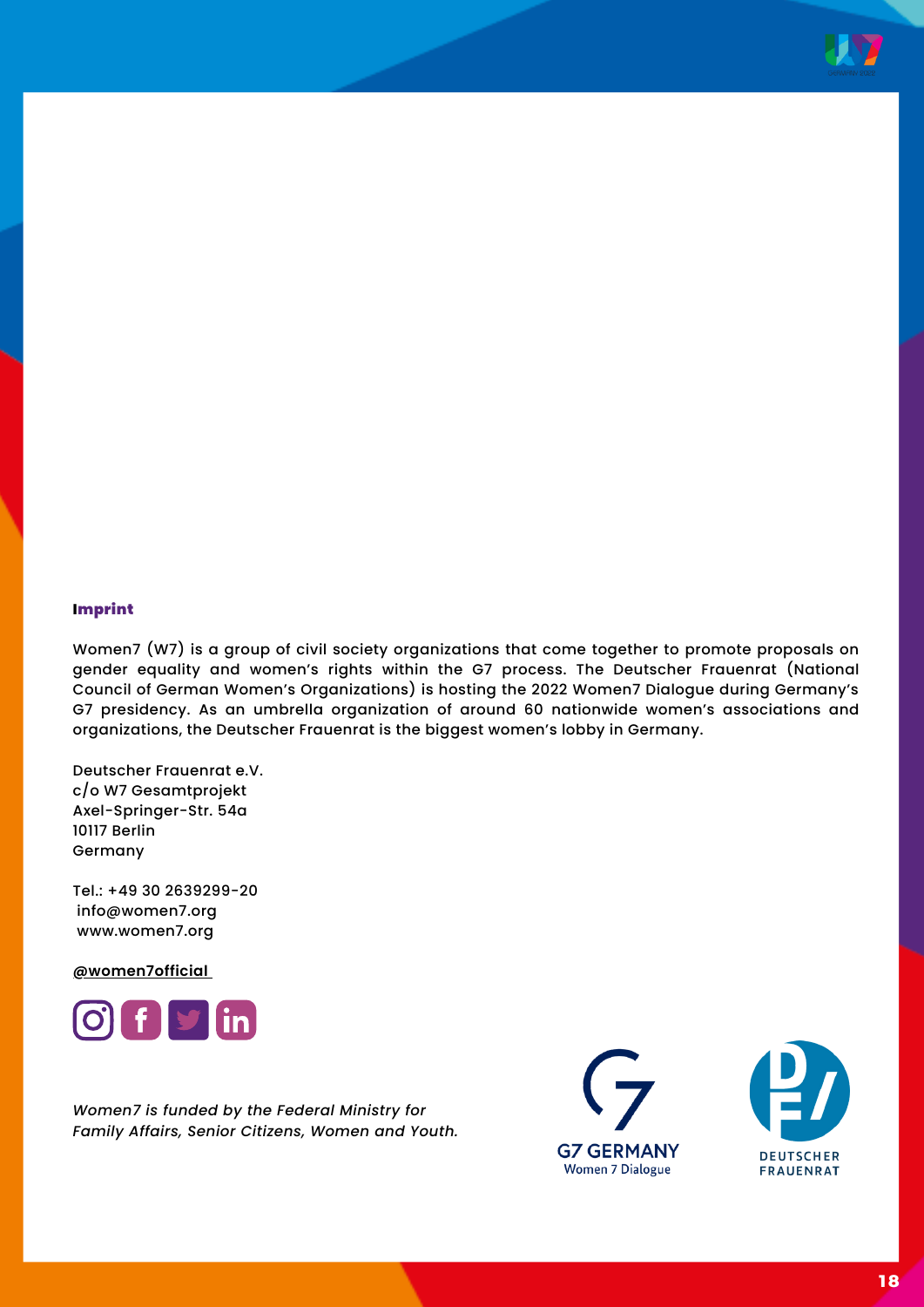## Imprint

Women7 (W7) is a group of civil society organizations that come together to promote proposals on gender equality and women's rights within the G7 process. The Deutscher Frauenrat (National Council of German Women's Organizations) is hosting the 2022 Women7 Dialogue during Germany's G7 presidency. As an umbrella organization of around 60 nationwide women's associations and organizations, the Deutscher Frauenrat is the biggest women's lobby in Germany.

Deutscher Frauenrat e.V.
c/o W7 Gesamtprojekt
Axel-Springer-Str. 54a
10117 Berlin
Germany

Tel.: +49 30 2639299-20
info@women7.org
www.women7.org

**@women7official**

*Women7 is funded by the Federal Ministry for Family Affairs, Senior Citizens, Women and Youth.*

G7 GERMANY
Women 7 Dialogue

DEUTSCHER FRAUENRAT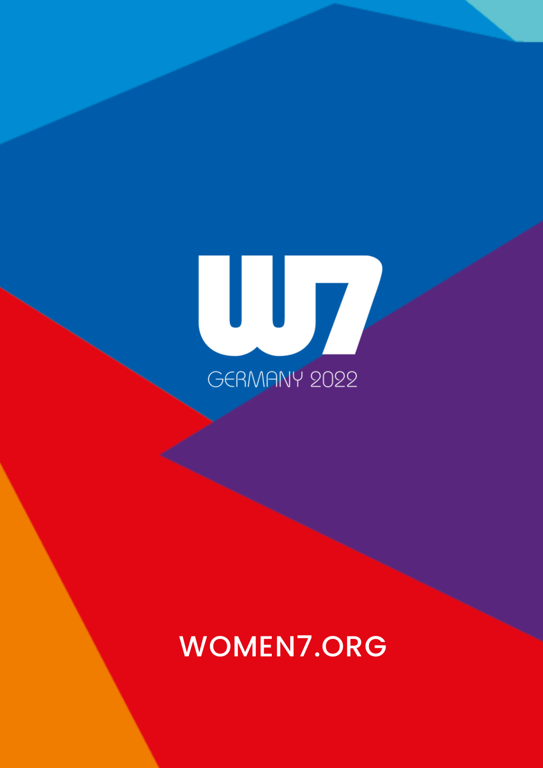W7

GERMANY 2022

WOMEN7.ORG